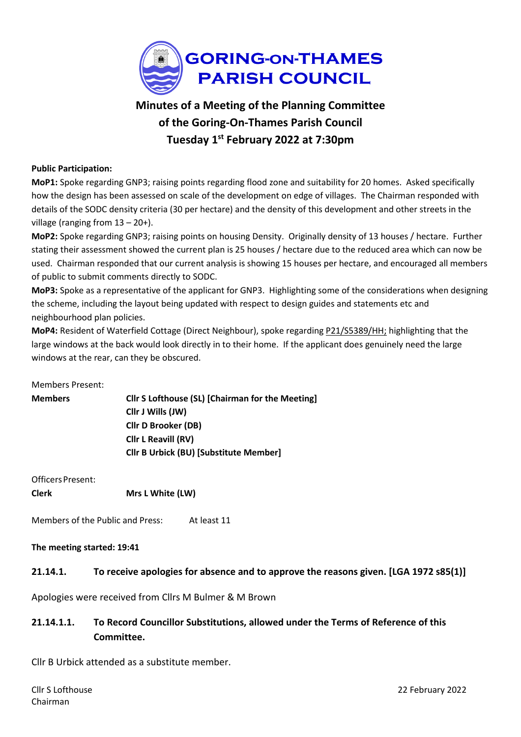# GORING-ON-THAMES PARISH COUNCIL

## Minutes of a Meeting of the Planning Committee of the Goring-On-Thames Parish Council Tuesday 1st February 2022 at 7:30pm

**Public Participation:**

**MoP1:** Spoke regarding GNP3; raising points regarding flood zone and suitability for 20 homes. Asked specifically how the design has been assessed on scale of the development on edge of villages. The Chairman responded with details of the SODC density criteria (30 per hectare) and the density of this development and other streets in the village (ranging from 13 – 20+).

**MoP2:** Spoke regarding GNP3; raising points on housing Density. Originally density of 13 houses / hectare. Further stating their assessment showed the current plan is 25 houses / hectare due to the reduced area which can now be used. Chairman responded that our current analysis is showing 15 houses per hectare, and encouraged all members of public to submit comments directly to SODC.

**MoP3:** Spoke as a representative of the applicant for GNP3. Highlighting some of the considerations when designing the scheme, including the layout being updated with respect to design guides and statements etc and neighbourhood plan policies.

**MoP4:** Resident of Waterfield Cottage (Direct Neighbour), spoke regarding P21/S5389/HH; highlighting that the large windows at the back would look directly in to their home. If the applicant does genuinely need the large windows at the rear, can they be obscured.

Members Present:

| | |
|---|---|
| **Members** | **Cllr S Lofthouse (SL) [Chairman for the Meeting]** |
| | **Cllr J Wills (JW)** |
| | **Cllr D Brooker (DB)** |
| | **Cllr L Reavill (RV)** |
| | **Cllr B Urbick (BU) [Substitute Member]** |

Officers Present:

| | |
|---|---|
| **Clerk** | **Mrs L White (LW)** |

Members of the Public and Press: At least 11

**The meeting started: 19:41**

### 21.14.1. To receive apologies for absence and to approve the reasons given. [LGA 1972 s85(1)]

Apologies were received from Cllrs M Bulmer & M Brown

### 21.14.1.1. To Record Councillor Substitutions, allowed under the Terms of Reference of this Committee.

Cllr B Urbick attended as a substitute member.

Cllr S Lofthouse
Chairman

22 February 2022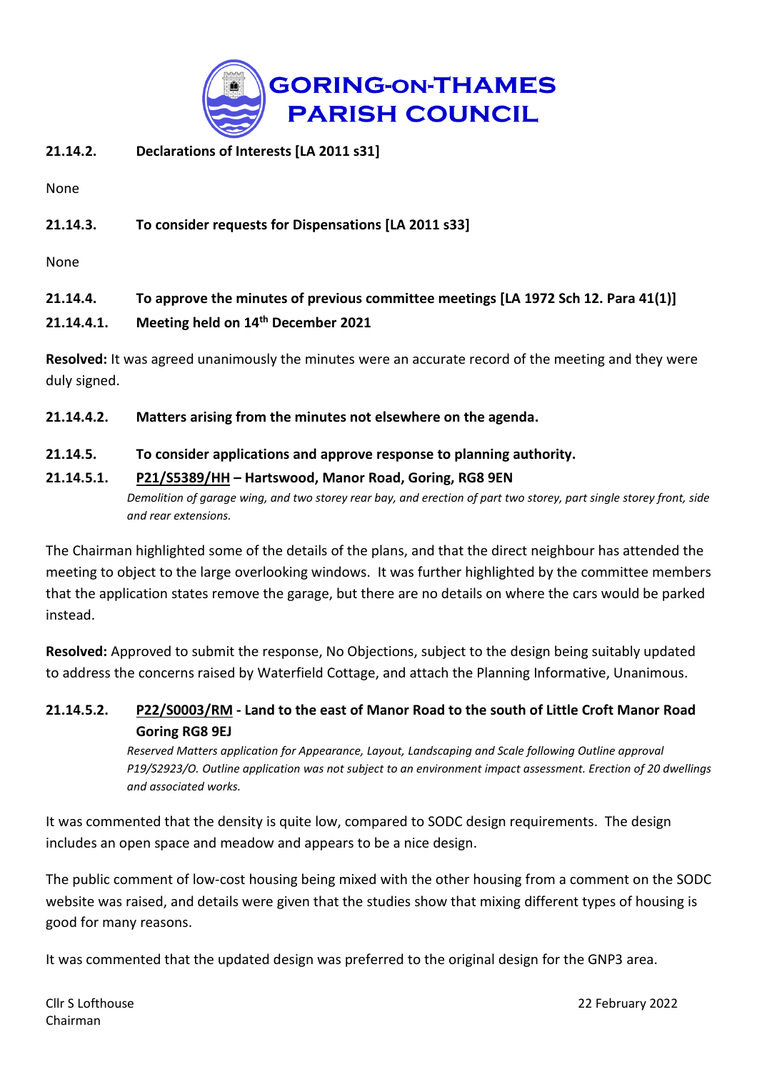**21.14.2. Declarations of Interests [LA 2011 s31]**

None

**21.14.3. To consider requests for Dispensations [LA 2011 s33]**

None

**21.14.4. To approve the minutes of previous committee meetings [LA 1972 Sch 12. Para 41(1)]**

**21.14.4.1. Meeting held on 14th December 2021**

**Resolved:** It was agreed unanimously the minutes were an accurate record of the meeting and they were duly signed.

**21.14.4.2. Matters arising from the minutes not elsewhere on the agenda.**

**21.14.5. To consider applications and approve response to planning authority.**

**21.14.5.1. P21/S5389/HH – Hartswood, Manor Road, Goring, RG8 9EN**

*Demolition of garage wing, and two storey rear bay, and erection of part two storey, part single storey front, side and rear extensions.*

The Chairman highlighted some of the details of the plans, and that the direct neighbour has attended the meeting to object to the large overlooking windows. It was further highlighted by the committee members that the application states remove the garage, but there are no details on where the cars would be parked instead.

**Resolved:** Approved to submit the response, No Objections, subject to the design being suitably updated to address the concerns raised by Waterfield Cottage, and attach the Planning Informative, Unanimous.

**21.14.5.2. P22/S0003/RM - Land to the east of Manor Road to the south of Little Croft Manor Road Goring RG8 9EJ**

*Reserved Matters application for Appearance, Layout, Landscaping and Scale following Outline approval P19/S2923/O. Outline application was not subject to an environment impact assessment. Erection of 20 dwellings and associated works.*

It was commented that the density is quite low, compared to SODC design requirements. The design includes an open space and meadow and appears to be a nice design.

The public comment of low-cost housing being mixed with the other housing from a comment on the SODC website was raised, and details were given that the studies show that mixing different types of housing is good for many reasons.

It was commented that the updated design was preferred to the original design for the GNP3 area.

Cllr S Lofthouse
Chairman

22 February 2022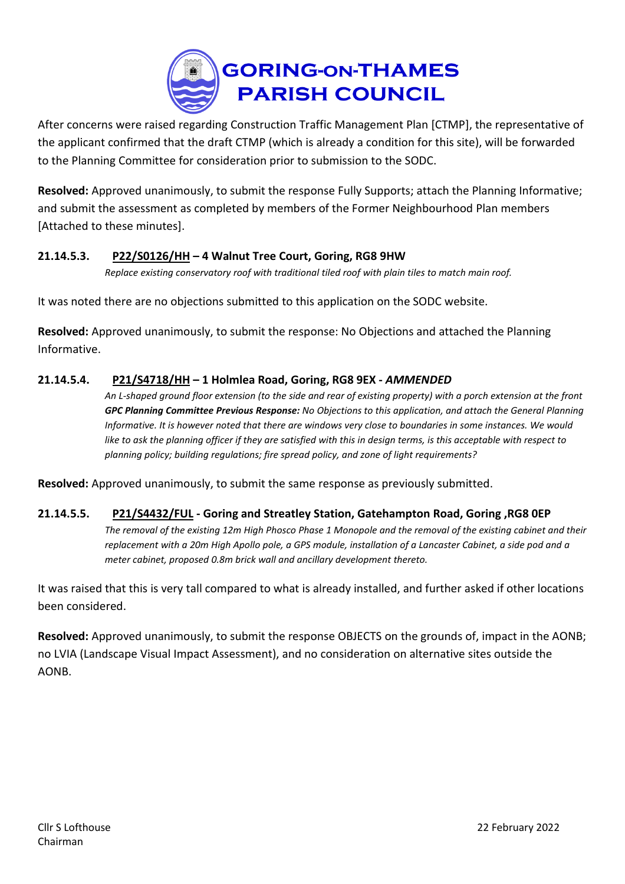After concerns were raised regarding Construction Traffic Management Plan [CTMP], the representative of the applicant confirmed that the draft CTMP (which is already a condition for this site), will be forwarded to the Planning Committee for consideration prior to submission to the SODC.

**Resolved:** Approved unanimously, to submit the response Fully Supports; attach the Planning Informative; and submit the assessment as completed by members of the Former Neighbourhood Plan members [Attached to these minutes].

### 21.14.5.3. P22/S0126/HH – 4 Walnut Tree Court, Goring, RG8 9HW

*Replace existing conservatory roof with traditional tiled roof with plain tiles to match main roof.*

It was noted there are no objections submitted to this application on the SODC website.

**Resolved:** Approved unanimously, to submit the response: No Objections and attached the Planning Informative.

### 21.14.5.4. P21/S4718/HH – 1 Holmlea Road, Goring, RG8 9EX - *AMMENDED*

*An L-shaped ground floor extension (to the side and rear of existing property) with a porch extension at the front*
***GPC Planning Committee Previous Response:*** *No Objections to this application, and attach the General Planning Informative. It is however noted that there are windows very close to boundaries in some instances. We would like to ask the planning officer if they are satisfied with this in design terms, is this acceptable with respect to planning policy; building regulations; fire spread policy, and zone of light requirements?*

**Resolved:** Approved unanimously, to submit the same response as previously submitted.

### 21.14.5.5. P21/S4432/FUL - Goring and Streatley Station, Gatehampton Road, Goring ,RG8 0EP

*The removal of the existing 12m High Phosco Phase 1 Monopole and the removal of the existing cabinet and their replacement with a 20m High Apollo pole, a GPS module, installation of a Lancaster Cabinet, a side pod and a meter cabinet, proposed 0.8m brick wall and ancillary development thereto.*

It was raised that this is very tall compared to what is already installed, and further asked if other locations been considered.

**Resolved:** Approved unanimously, to submit the response OBJECTS on the grounds of, impact in the AONB; no LVIA (Landscape Visual Impact Assessment), and no consideration on alternative sites outside the AONB.

Cllr S Lofthouse
Chairman

22 February 2022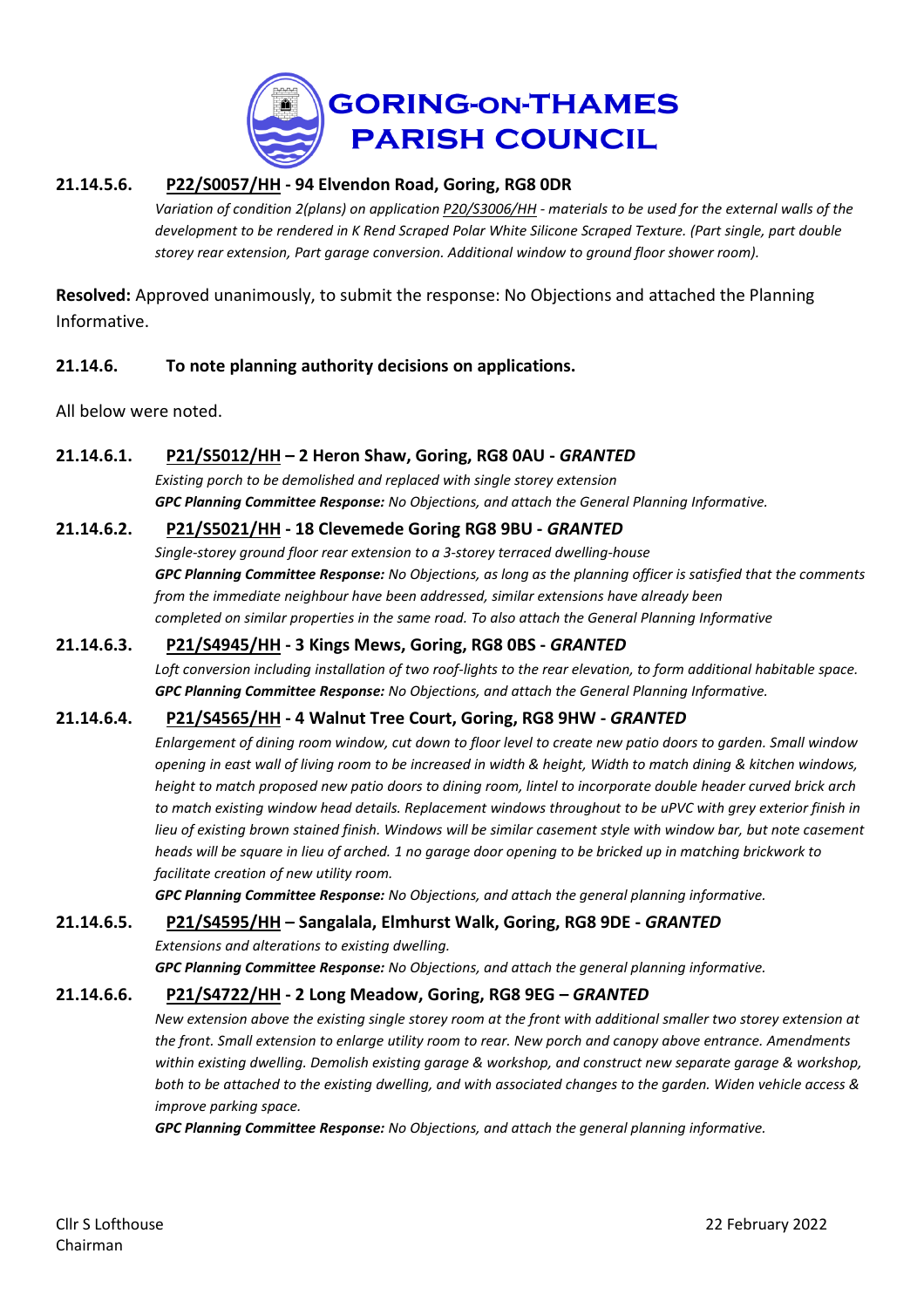**21.14.5.6. P22/S0057/HH - 94 Elvendon Road, Goring, RG8 0DR**

*Variation of condition 2(plans) on application P20/S3006/HH - materials to be used for the external walls of the development to be rendered in K Rend Scraped Polar White Silicone Scraped Texture. (Part single, part double storey rear extension, Part garage conversion. Additional window to ground floor shower room).*

**Resolved:** Approved unanimously, to submit the response: No Objections and attached the Planning Informative.

**21.14.6. To note planning authority decisions on applications.**

All below were noted.

**21.14.6.1. P21/S5012/HH – 2 Heron Shaw, Goring, RG8 0AU - *GRANTED***

*Existing porch to be demolished and replaced with single storey extension*
***GPC Planning Committee Response:** No Objections, and attach the General Planning Informative.*

**21.14.6.2. P21/S5021/HH - 18 Clevemede Goring RG8 9BU - *GRANTED***

*Single-storey ground floor rear extension to a 3-storey terraced dwelling-house*
***GPC Planning Committee Response:** No Objections, as long as the planning officer is satisfied that the comments from the immediate neighbour have been addressed, similar extensions have already been completed on similar properties in the same road. To also attach the General Planning Informative*

**21.14.6.3. P21/S4945/HH - 3 Kings Mews, Goring, RG8 0BS - *GRANTED***

*Loft conversion including installation of two roof-lights to the rear elevation, to form additional habitable space.*
***GPC Planning Committee Response:** No Objections, and attach the General Planning Informative.*

**21.14.6.4. P21/S4565/HH - 4 Walnut Tree Court, Goring, RG8 9HW - *GRANTED***

*Enlargement of dining room window, cut down to floor level to create new patio doors to garden. Small window opening in east wall of living room to be increased in width & height, Width to match dining & kitchen windows, height to match proposed new patio doors to dining room, lintel to incorporate double header curved brick arch to match existing window head details. Replacement windows throughout to be uPVC with grey exterior finish in lieu of existing brown stained finish. Windows will be similar casement style with window bar, but note casement heads will be square in lieu of arched. 1 no garage door opening to be bricked up in matching brickwork to facilitate creation of new utility room.*
***GPC Planning Committee Response:** No Objections, and attach the general planning informative.*

**21.14.6.5. P21/S4595/HH – Sangalala, Elmhurst Walk, Goring, RG8 9DE - *GRANTED***

*Extensions and alterations to existing dwelling.*
***GPC Planning Committee Response:** No Objections, and attach the general planning informative.*

**21.14.6.6. P21/S4722/HH - 2 Long Meadow, Goring, RG8 9EG – *GRANTED***

*New extension above the existing single storey room at the front with additional smaller two storey extension at the front. Small extension to enlarge utility room to rear. New porch and canopy above entrance. Amendments within existing dwelling. Demolish existing garage & workshop, and construct new separate garage & workshop, both to be attached to the existing dwelling, and with associated changes to the garden. Widen vehicle access & improve parking space.*
***GPC Planning Committee Response:** No Objections, and attach the general planning informative.*

Cllr S Lofthouse
Chairman

22 February 2022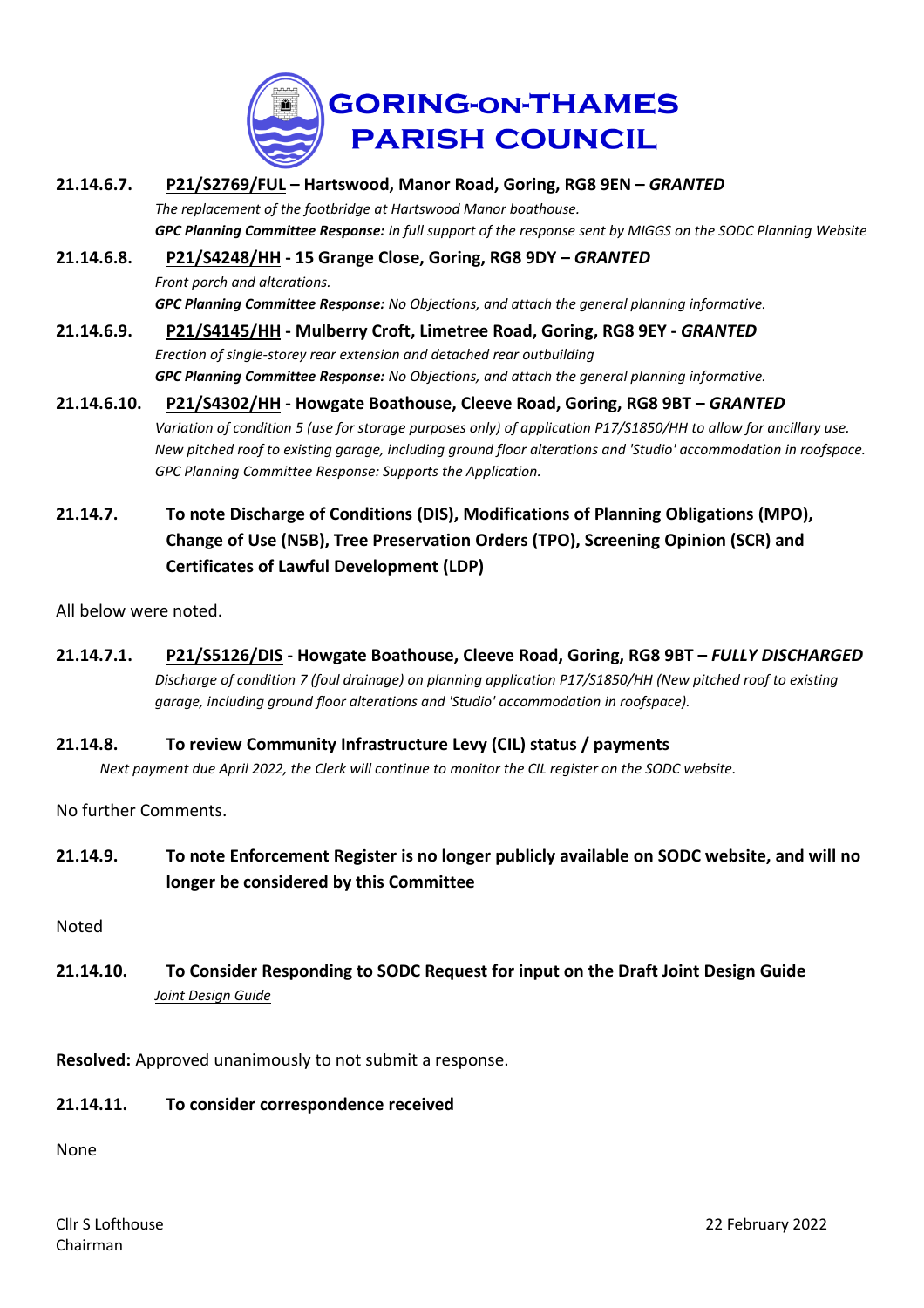**21.14.6.7. P21/S2769/FUL – Hartswood, Manor Road, Goring, RG8 9EN – *GRANTED***

*The replacement of the footbridge at Hartswood Manor boathouse.*

***GPC Planning Committee Response:** In full support of the response sent by MIGGS on the SODC Planning Website*

**21.14.6.8. P21/S4248/HH - 15 Grange Close, Goring, RG8 9DY – *GRANTED***

*Front porch and alterations.*

***GPC Planning Committee Response:** No Objections, and attach the general planning informative.*

**21.14.6.9. P21/S4145/HH - Mulberry Croft, Limetree Road, Goring, RG8 9EY - *GRANTED***

*Erection of single-storey rear extension and detached rear outbuilding*

***GPC Planning Committee Response:** No Objections, and attach the general planning informative.*

**21.14.6.10. P21/S4302/HH - Howgate Boathouse, Cleeve Road, Goring, RG8 9BT – *GRANTED***

*Variation of condition 5 (use for storage purposes only) of application P17/S1850/HH to allow for ancillary use. New pitched roof to existing garage, including ground floor alterations and 'Studio' accommodation in roofspace.*

*GPC Planning Committee Response: Supports the Application.*

**21.14.7. To note Discharge of Conditions (DIS), Modifications of Planning Obligations (MPO), Change of Use (N5B), Tree Preservation Orders (TPO), Screening Opinion (SCR) and Certificates of Lawful Development (LDP)**

All below were noted.

**21.14.7.1. P21/S5126/DIS - Howgate Boathouse, Cleeve Road, Goring, RG8 9BT – *FULLY DISCHARGED***

*Discharge of condition 7 (foul drainage) on planning application P17/S1850/HH (New pitched roof to existing garage, including ground floor alterations and 'Studio' accommodation in roofspace).*

**21.14.8. To review Community Infrastructure Levy (CIL) status / payments**

*Next payment due April 2022, the Clerk will continue to monitor the CIL register on the SODC website.*

No further Comments.

**21.14.9. To note Enforcement Register is no longer publicly available on SODC website, and will no longer be considered by this Committee**

Noted

**21.14.10. To Consider Responding to SODC Request for input on the Draft Joint Design Guide**

*Joint Design Guide*

**Resolved:** Approved unanimously to not submit a response.

**21.14.11. To consider correspondence received**

None

Cllr S Lofthouse
Chairman

22 February 2022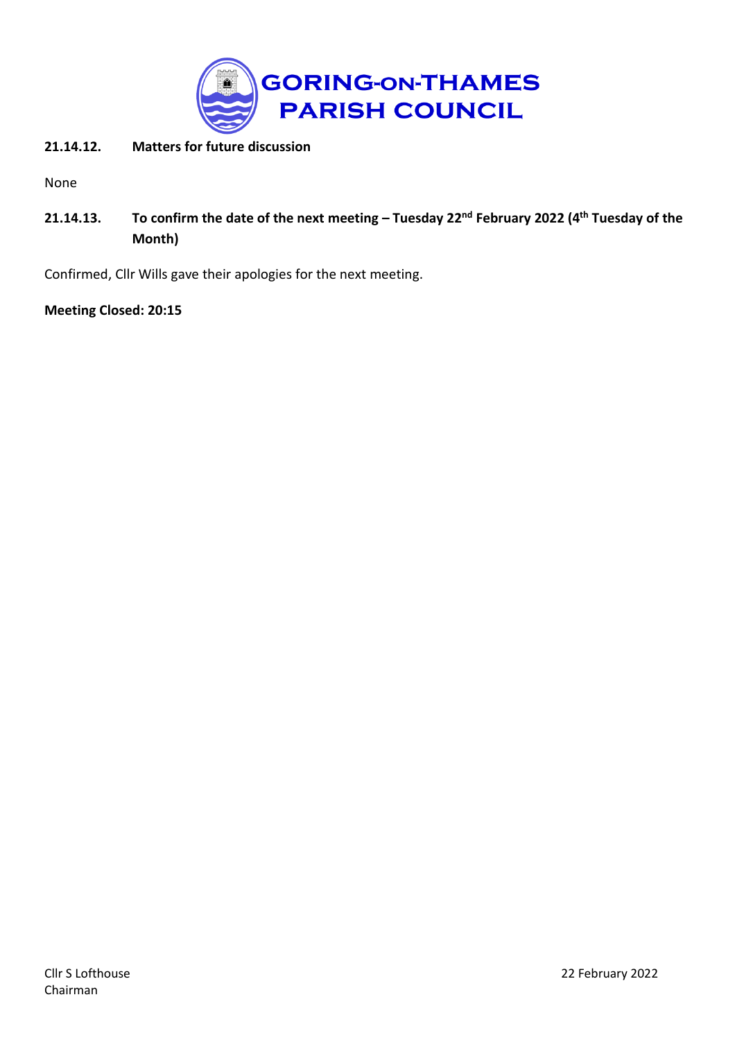**21.14.12. Matters for future discussion**

None

**21.14.13. To confirm the date of the next meeting – Tuesday 22nd February 2022 (4th Tuesday of the Month)**

Confirmed, Cllr Wills gave their apologies for the next meeting.

**Meeting Closed: 20:15**

Cllr S Lofthouse
Chairman

22 February 2022